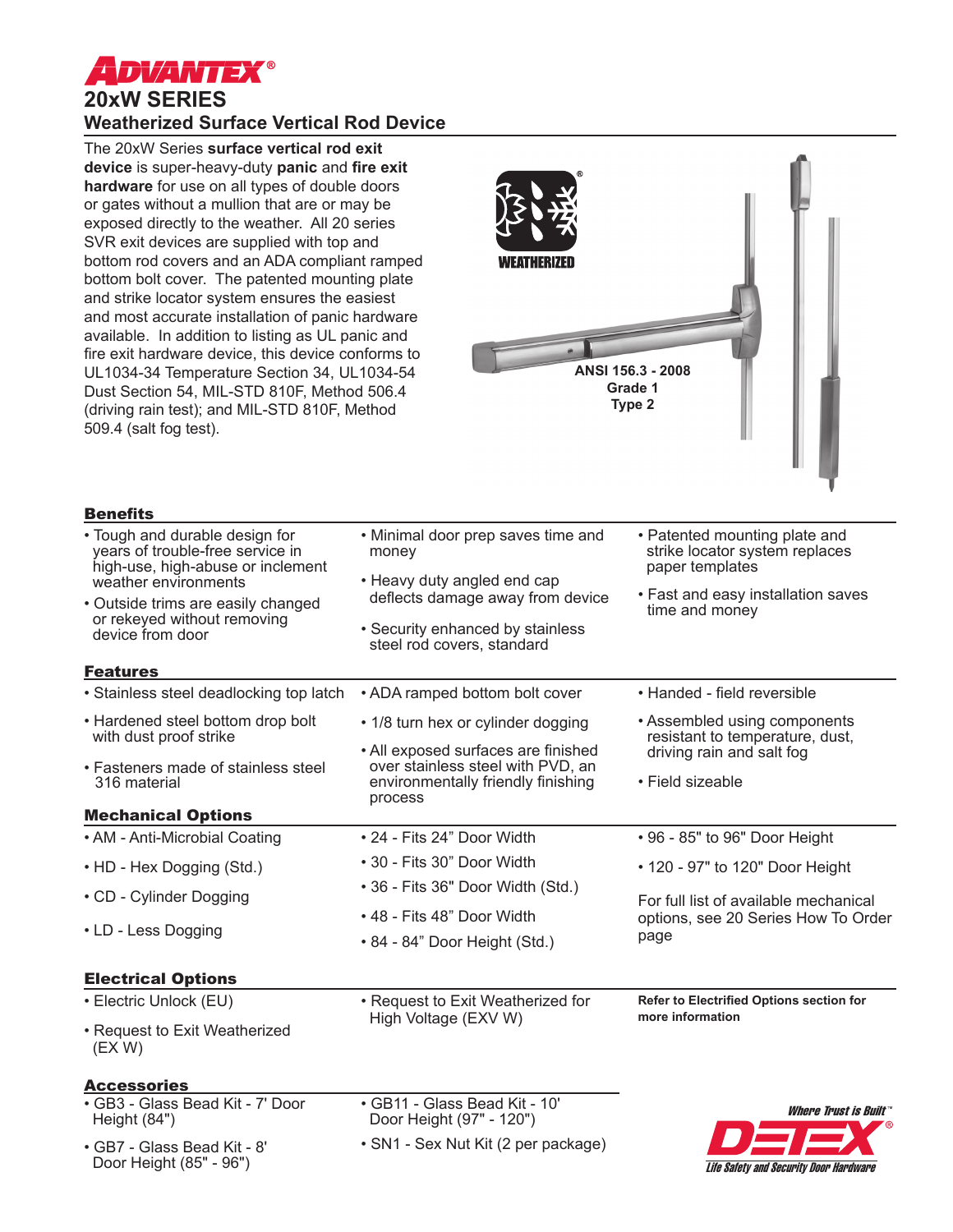# ADVANTEX®

## 20xW SERIES

### Weatherized Surface Vertical Rod Device

The 20xW Series **surface vertical rod exit device** is super-heavy-duty **panic** and **fire exit hardware** for use on all types of double doors or gates without a mullion that are or may be exposed directly to the weather. All 20 series SVR exit devices are supplied with top and bottom rod covers and an ADA compliant ramped bottom bolt cover. The patented mounting plate and strike locator system ensures the easiest and most accurate installation of panic hardware available. In addition to listing as UL panic and fire exit hardware device, this device conforms to UL1034-34 Temperature Section 34, UL1034-54 Dust Section 54, MIL-STD 810F, Method 506.4 (driving rain test); and MIL-STD 810F, Method 509.4 (salt fog test).

WEATHERIZED

**ANSI 156.3 - 2008**
**Grade 1**
**Type 2**

## Benefits

- Tough and durable design for years of trouble-free service in high-use, high-abuse or inclement weather environments
- Outside trims are easily changed or rekeyed without removing device from door
- Minimal door prep saves time and money
- Heavy duty angled end cap deflects damage away from device
- Security enhanced by stainless steel rod covers, standard
- Patented mounting plate and strike locator system replaces paper templates
- Fast and easy installation saves time and money

## Features

- Stainless steel deadlocking top latch
- Hardened steel bottom drop bolt with dust proof strike
- Fasteners made of stainless steel 316 material
- ADA ramped bottom bolt cover
- 1/8 turn hex or cylinder dogging
- All exposed surfaces are finished over stainless steel with PVD, an environmentally friendly finishing process
- Handed - field reversible
- Assembled using components resistant to temperature, dust, driving rain and salt fog
- Field sizeable

## Mechanical Options

- AM - Anti-Microbial Coating
- HD - Hex Dogging (Std.)
- CD - Cylinder Dogging
- LD - Less Dogging
- 24 - Fits 24" Door Width
- 30 - Fits 30" Door Width
- 36 - Fits 36" Door Width (Std.)
- 48 - Fits 48" Door Width
- 84 - 84" Door Height (Std.)
- 96 - 85" to 96" Door Height
- 120 - 97" to 120" Door Height

For full list of available mechanical options, see 20 Series How To Order page

## Electrical Options

- Electric Unlock (EU)
- Request to Exit Weatherized (EX W)
- Request to Exit Weatherized for High Voltage (EXV W)

**Refer to Electrified Options section for more information**

## Accessories

- GB3 - Glass Bead Kit - 7' Door Height (84")
- GB7 - Glass Bead Kit - 8' Door Height (85" - 96")
- GB11 - Glass Bead Kit - 10' Door Height (97" - 120")
- SN1 - Sex Nut Kit (2 per package)

*Where Trust is Built™*
**DETEX®**
*Life Safety and Security Door Hardware*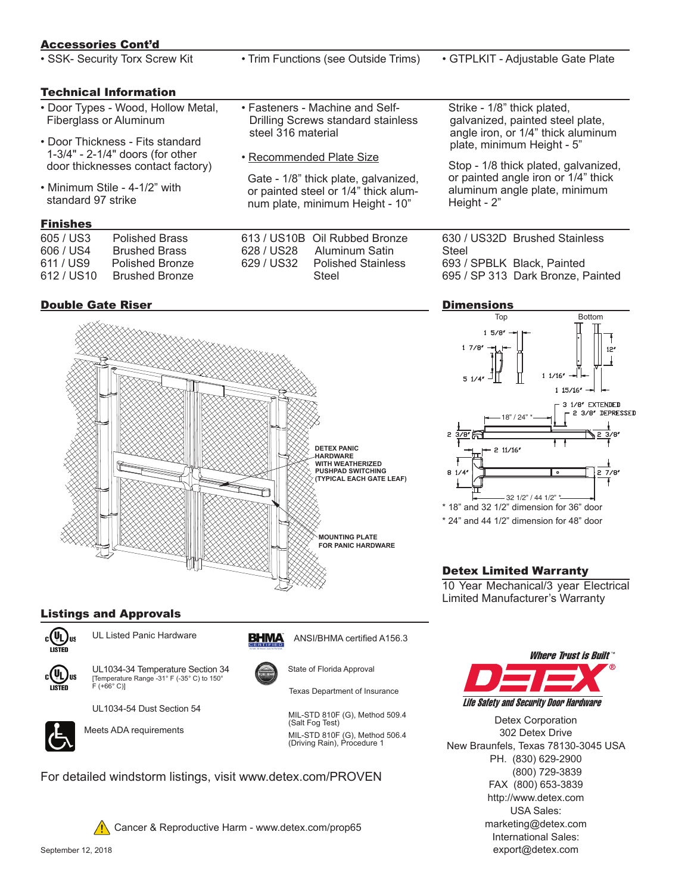## Accessories Cont'd

- SSK- Security Torx Screw Kit
- Trim Functions (see Outside Trims)
- GTPLKIT - Adjustable Gate Plate

## Technical Information

- Door Types - Wood, Hollow Metal, Fiberglass or Aluminum
- Door Thickness - Fits standard 1-3/4" - 2-1/4" doors (for other door thicknesses contact factory)
- Minimum Stile - 4-1/2" with standard 97 strike
- Fasteners - Machine and Self-Drilling Screws standard stainless steel 316 material
- Recommended Plate Size

Gate - 1/8" thick plate, galvanized, or painted steel or 1/4" thick aluminum plate, minimum Height - 10"

Strike - 1/8" thick plated, galvanized, painted steel plate, angle iron, or 1/4" thick aluminum plate, minimum Height - 5"

Stop - 1/8 thick plated, galvanized, or painted angle iron or 1/4" thick aluminum angle plate, minimum Height - 2"

## Finishes

| | | | | |
|---|---|---|---|---|
| 605 / US3 | Polished Brass | 613 / US10B | Oil Rubbed Bronze | 630 / US32D Brushed Stainless Steel |
| 606 / US4 | Brushed Brass | 628 / US28 | Aluminum Satin | 693 / SPBLK Black, Painted |
| 611 / US9 | Polished Bronze | 629 / US32 | Polished Stainless Steel | 695 / SP 313 Dark Bronze, Painted |
| 612 / US10 | Brushed Bronze | | | |

## Double Gate Riser

DETEX PANIC HARDWARE WITH WEATHERIZED PUSHPAD SWITCHING (TYPICAL EACH GATE LEAF)

MOUNTING PLATE FOR PANIC HARDWARE

## Dimensions

Top

Bottom

1 5/8"

1 7/8"

5 1/4"

1 1/16"

1 15/16"

12"

3 1/8" EXTENDED

2 3/8" DEPRESSED

18" / 24" *

2 3/8"

2 3/8"

2 11/16"

8 1/4"

2 7/8"

32 1/2" / 44 1/2" *

* 18" and 32 1/2" dimension for 36" door

* 24" and 44 1/2" dimension for 48" door

## Detex Limited Warranty

10 Year Mechanical/3 year Electrical Limited Manufacturer's Warranty

## Listings and Approvals

UL Listed Panic Hardware

UL1034-34 Temperature Section 34 [Temperature Range -31° F (-35° C) to 150° F (+66° C)]

UL1034-54 Dust Section 54

Meets ADA requirements

ANSI/BHMA certified A156.3

State of Florida Approval

Texas Department of Insurance

MIL-STD 810F (G), Method 509.4 (Salt Fog Test)

MIL-STD 810F (G), Method 506.4 (Driving Rain), Procedure 1

For detailed windstorm listings, visit www.detex.com/PROVEN

Cancer & Reproductive Harm - www.detex.com/prop65

September 12, 2018

*Where Trust is Built™*

DETEX®

*Life Safety and Security Door Hardware*

Detex Corporation
302 Detex Drive
New Braunfels, Texas 78130-3045 USA
PH. (830) 629-2900
(800) 729-3839
FAX (800) 653-3839
http://www.detex.com
USA Sales:
marketing@detex.com
International Sales:
export@detex.com